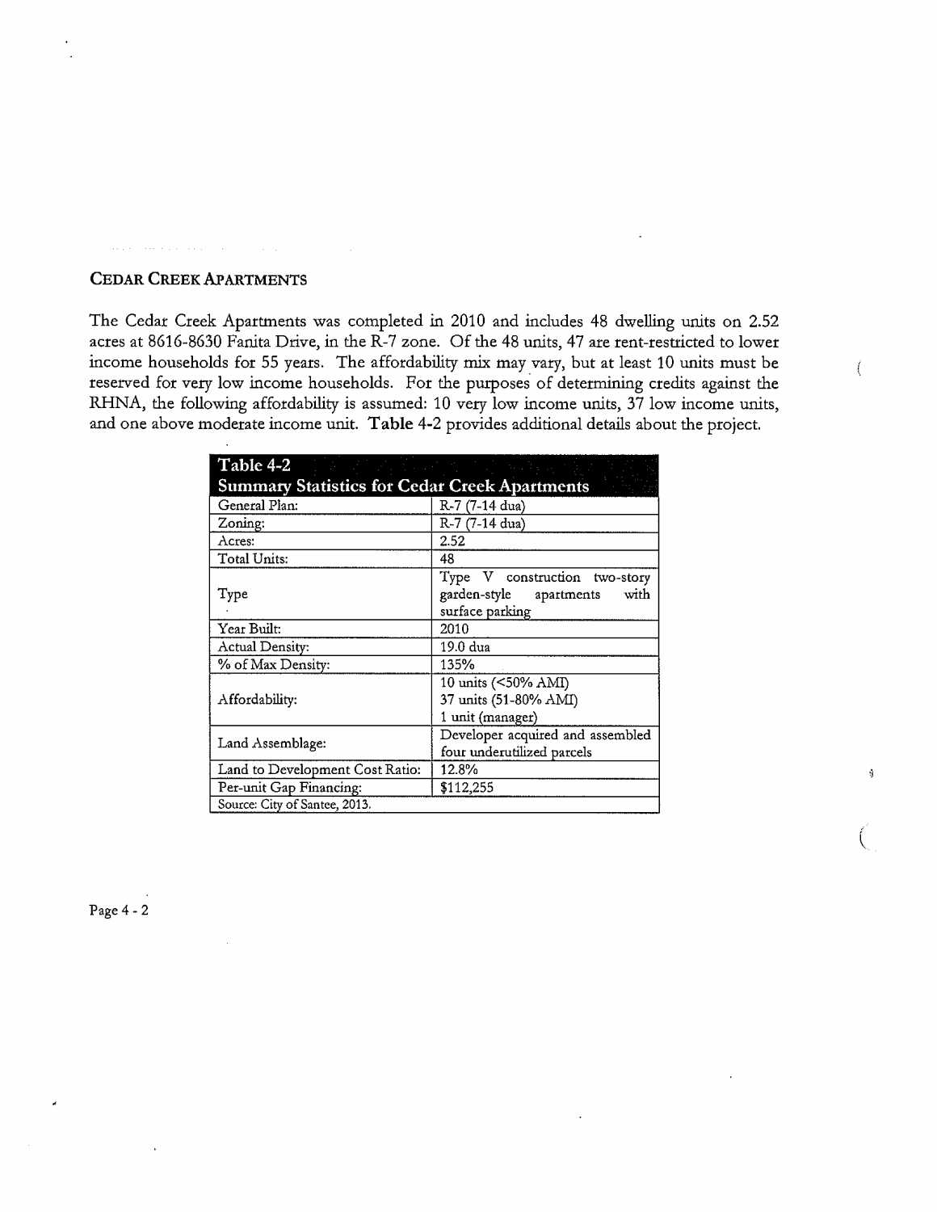## CEDAR CREEK APARTMENTS

The Cedar Creek Apartments was completed in 2010 and includes 48 dwelling units on 2.52 acres at 8616-8630 Fanita Drive, in the R-7 zone. Of the 48 units, 47 are rent-restricted to lower income households for 55 years. The affordability mix may vary, but at least 10 units must be reserved for very low income households. For the purposes of determining credits against the RHNA, the following affordability is assumed: 10 very low income units, 37 low income units, and one above moderate income unit. **Table 4-2** provides additional details about the project.

| **Table 4-2 Summary Statistics for Cedar Creek Apartments** | |
|---|---|
| General Plan: | R-7 (7-14 dua) |
| Zoning: | R-7 (7-14 dua) |
| Acres: | 2.52 |
| Total Units: | 48 |
| Type | Type V construction two-story garden-style apartments with surface parking |
| Year Built: | 2010 |
| Actual Density: | 19.0 dua |
| % of Max Density: | 135% |
| Affordability: | 10 units (<50% AMI)<br>37 units (51-80% AMI)<br>1 unit (manager) |
| Land Assemblage: | Developer acquired and assembled four underutilized parcels |
| Land to Development Cost Ratio: | 12.8% |
| Per-unit Gap Financing: | $112,255 |
| Source: City of Santee, 2013. | |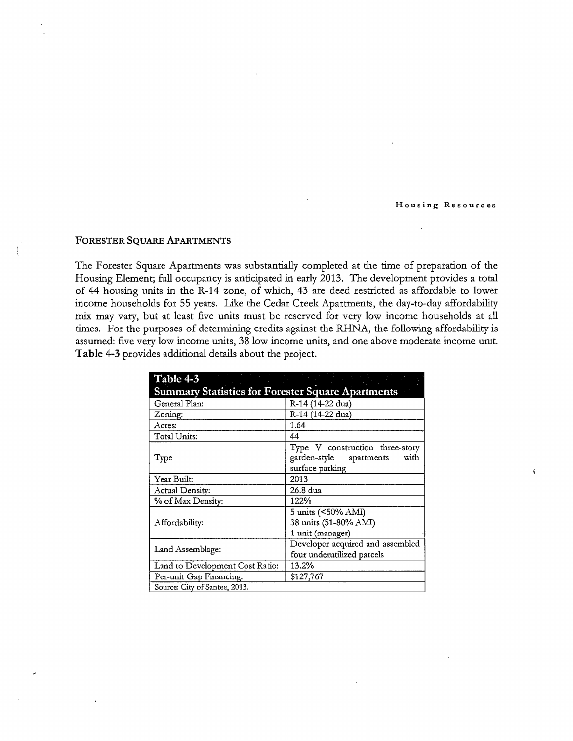## FORESTER SQUARE APARTMENTS

The Forester Square Apartments was substantially completed at the time of preparation of the Housing Element; full occupancy is anticipated in early 2013. The development provides a total of 44 housing units in the R-14 zone, of which, 43 are deed restricted as affordable to lower income households for 55 years. Like the Cedar Creek Apartments, the day-to-day affordability mix may vary, but at least five units must be reserved for very low income households at all times. For the purposes of determining credits against the RHNA, the following affordability is assumed: five very low income units, 38 low income units, and one above moderate income unit. **Table 4-3** provides additional details about the project.

**Table 4-3**
**Summary Statistics for Forester Square Apartments**

| | |
|---|---|
| General Plan: | R-14 (14-22 dua) |
| Zoning: | R-14 (14-22 dua) |
| Acres: | 1.64 |
| Total Units: | 44 |
| Type | Type V construction three-story garden-style apartments with surface parking |
| Year Built: | 2013 |
| Actual Density: | 26.8 dua |
| % of Max Density: | 122% |
| Affordability: | 5 units (<50% AMI)<br>38 units (51-80% AMI)<br>1 unit (manager) |
| Land Assemblage: | Developer acquired and assembled four underutilized parcels |
| Land to Development Cost Ratio: | 13.2% |
| Per-unit Gap Financing: | $127,767 |

Source: City of Santee, 2013.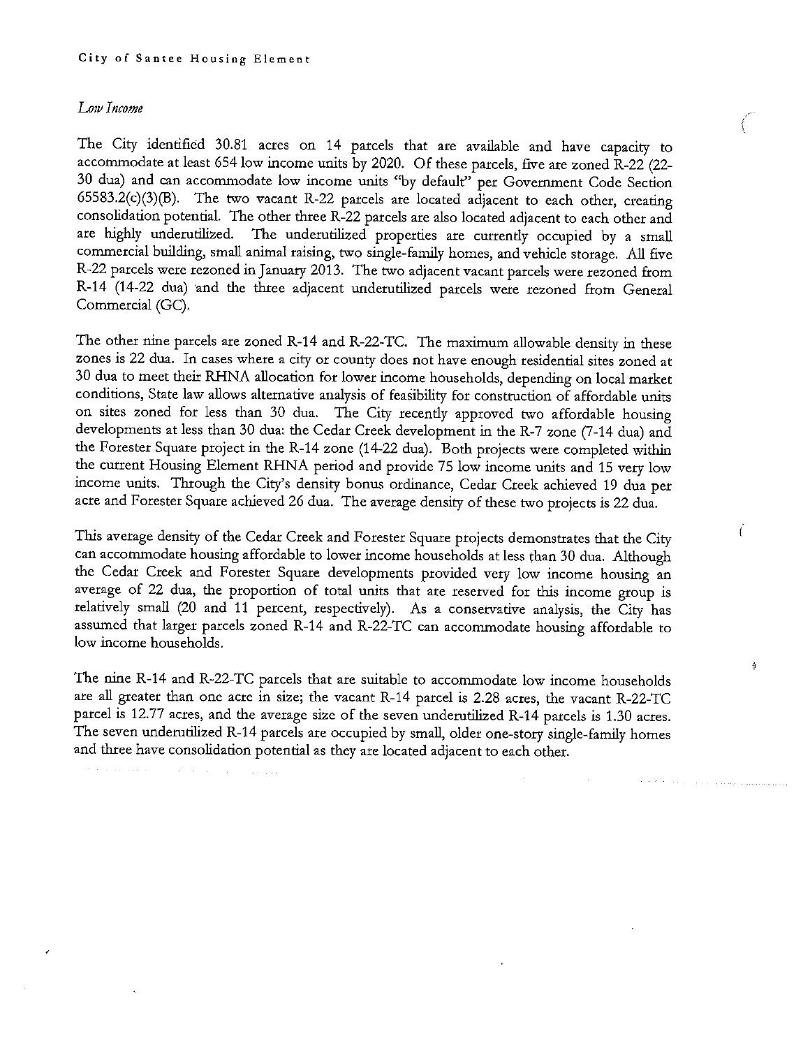*Low Income*

The City identified 30.81 acres on 14 parcels that are available and have capacity to accommodate at least 654 low income units by 2020. Of these parcels, five are zoned R-22 (22-30 dua) and can accommodate low income units "by default" per Government Code Section 65583.2(c)(3)(B). The two vacant R-22 parcels are located adjacent to each other, creating consolidation potential. The other three R-22 parcels are also located adjacent to each other and are highly underutilized. The underutilized properties are currently occupied by a small commercial building, small animal raising, two single-family homes, and vehicle storage. All five R-22 parcels were rezoned in January 2013. The two adjacent vacant parcels were rezoned from R-14 (14-22 dua) and the three adjacent underutilized parcels were rezoned from General Commercial (GC).

The other nine parcels are zoned R-14 and R-22-TC. The maximum allowable density in these zones is 22 dua. In cases where a city or county does not have enough residential sites zoned at 30 dua to meet their RHNA allocation for lower income households, depending on local market conditions, State law allows alternative analysis of feasibility for construction of affordable units on sites zoned for less than 30 dua. The City recently approved two affordable housing developments at less than 30 dua: the Cedar Creek development in the R-7 zone (7-14 dua) and the Forester Square project in the R-14 zone (14-22 dua). Both projects were completed within the current Housing Element RHNA period and provide 75 low income units and 15 very low income units. Through the City's density bonus ordinance, Cedar Creek achieved 19 dua per acre and Forester Square achieved 26 dua. The average density of these two projects is 22 dua.

This average density of the Cedar Creek and Forester Square projects demonstrates that the City can accommodate housing affordable to lower income households at less than 30 dua. Although the Cedar Creek and Forester Square developments provided very low income housing an average of 22 dua, the proportion of total units that are reserved for this income group is relatively small (20 and 11 percent, respectively). As a conservative analysis, the City has assumed that larger parcels zoned R-14 and R-22-TC can accommodate housing affordable to low income households.

The nine R-14 and R-22-TC parcels that are suitable to accommodate low income households are all greater than one acre in size; the vacant R-14 parcel is 2.28 acres, the vacant R-22-TC parcel is 12.77 acres, and the average size of the seven underutilized R-14 parcels is 1.30 acres. The seven underutilized R-14 parcels are occupied by small, older one-story single-family homes and three have consolidation potential as they are located adjacent to each other.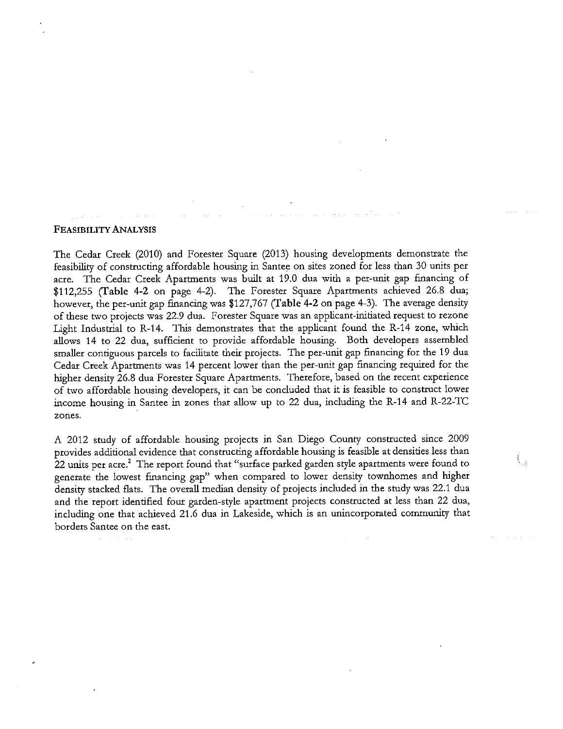### FEASIBILITY ANALYSIS

The Cedar Creek (2010) and Forester Square (2013) housing developments demonstrate the feasibility of constructing affordable housing in Santee on sites zoned for less than 30 units per acre. The Cedar Creek Apartments was built at 19.0 dua with a per-unit gap financing of $112,255 (**Table 4-2** on page 4-2). The Forester Square Apartments achieved 26.8 dua; however, the per-unit gap financing was $127,767 (**Table 4-2** on page 4-3). The average density of these two projects was 22.9 dua. Forester Square was an applicant-initiated request to rezone Light Industrial to R-14. This demonstrates that the applicant found the R-14 zone, which allows 14 to 22 dua, sufficient to provide affordable housing. Both developers assembled smaller contiguous parcels to facilitate their projects. The per-unit gap financing for the 19 dua Cedar Creek Apartments was 14 percent lower than the per-unit gap financing required for the higher density 26.8 dua Forester Square Apartments. Therefore, based on the recent experience of two affordable housing developers, it can be concluded that it is feasible to construct lower income housing in Santee in zones that allow up to 22 dua, including the R-14 and R-22-TC zones.

A 2012 study of affordable housing projects in San Diego County constructed since 2009 provides additional evidence that constructing affordable housing is feasible at densities less than 22 units per acre.[2] The report found that "surface parked garden style apartments were found to generate the lowest financing gap" when compared to lower density townhomes and higher density stacked flats. The overall median density of projects included in the study was 22.1 dua and the report identified four garden-style apartment projects constructed at less than 22 dua, including one that achieved 21.6 dua in Lakeside, which is an unincorporated community that borders Santee on the east.